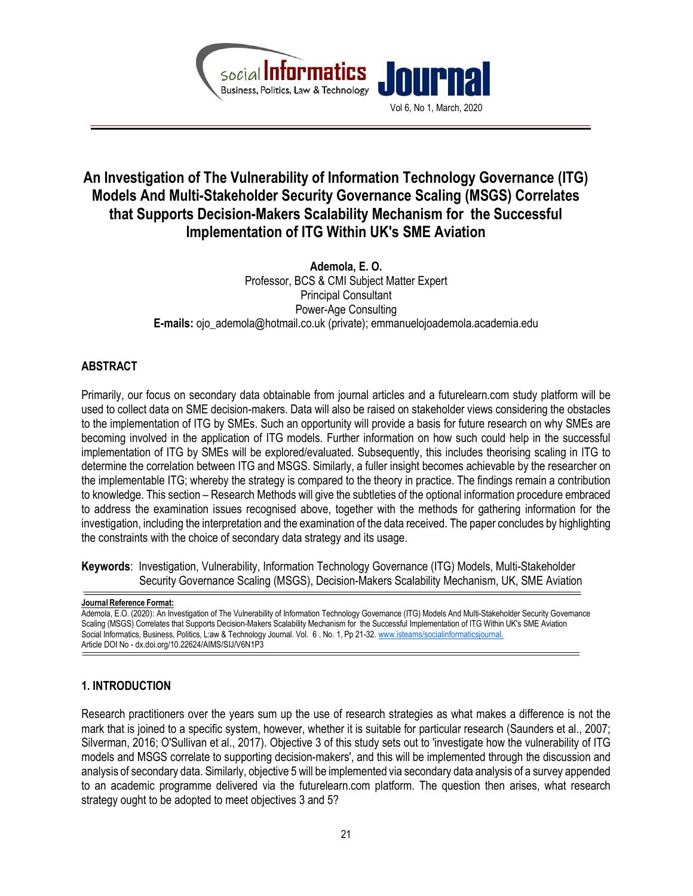# An Investigation of The Vulnerability of Information Technology Governance (ITG) Models And Multi-Stakeholder Security Governance Scaling (MSGS) Correlates that Supports Decision-Makers Scalability Mechanism for the Successful Implementation of ITG Within UK's SME Aviation

**Ademola, E. O.**
Professor, BCS & CMI Subject Matter Expert
Principal Consultant
Power-Age Consulting
**E-mails:** ojo_ademola@hotmail.co.uk (private); emmanuelojoademola.academia.edu

## ABSTRACT

Primarily, our focus on secondary data obtainable from journal articles and a futurelearn.com study platform will be used to collect data on SME decision-makers. Data will also be raised on stakeholder views considering the obstacles to the implementation of ITG by SMEs. Such an opportunity will provide a basis for future research on why SMEs are becoming involved in the application of ITG models. Further information on how such could help in the successful implementation of ITG by SMEs will be explored/evaluated. Subsequently, this includes theorising scaling in ITG to determine the correlation between ITG and MSGS. Similarly, a fuller insight becomes achievable by the researcher on the implementable ITG; whereby the strategy is compared to the theory in practice. The findings remain a contribution to knowledge. This section – Research Methods will give the subtleties of the optional information procedure embraced to address the examination issues recognised above, together with the methods for gathering information for the investigation, including the interpretation and the examination of the data received. The paper concludes by highlighting the constraints with the choice of secondary data strategy and its usage.

**Keywords**: Investigation, Vulnerability, Information Technology Governance (ITG) Models, Multi-Stakeholder Security Governance Scaling (MSGS), Decision-Makers Scalability Mechanism, UK, SME Aviation

**Journal Reference Format:**
Ademola, E.O. (2020): An Investigation of The Vulnerability of Information Technology Governance (ITG) Models And Multi-Stakeholder Security Governance Scaling (MSGS) Correlates that Supports Decision-Makers Scalability Mechanism for the Successful Implementation of ITG Within UK's SME Aviation Social Informatics, Business, Politics, L:aw & Technology Journal. Vol. 6 . No. 1, Pp 21-32. www.isteams/socialinformaticsjournal.
Article DOI No - dx.doi.org/10.22624/AIMS/SIJ/V6N1P3

## 1. INTRODUCTION

Research practitioners over the years sum up the use of research strategies as what makes a difference is not the mark that is joined to a specific system, however, whether it is suitable for particular research (Saunders et al., 2007; Silverman, 2016; O'Sullivan et al., 2017). Objective 3 of this study sets out to 'investigate how the vulnerability of ITG models and MSGS correlate to supporting decision-makers', and this will be implemented through the discussion and analysis of secondary data. Similarly, objective 5 will be implemented via secondary data analysis of a survey appended to an academic programme delivered via the futurelearn.com platform. The question then arises, what research strategy ought to be adopted to meet objectives 3 and 5?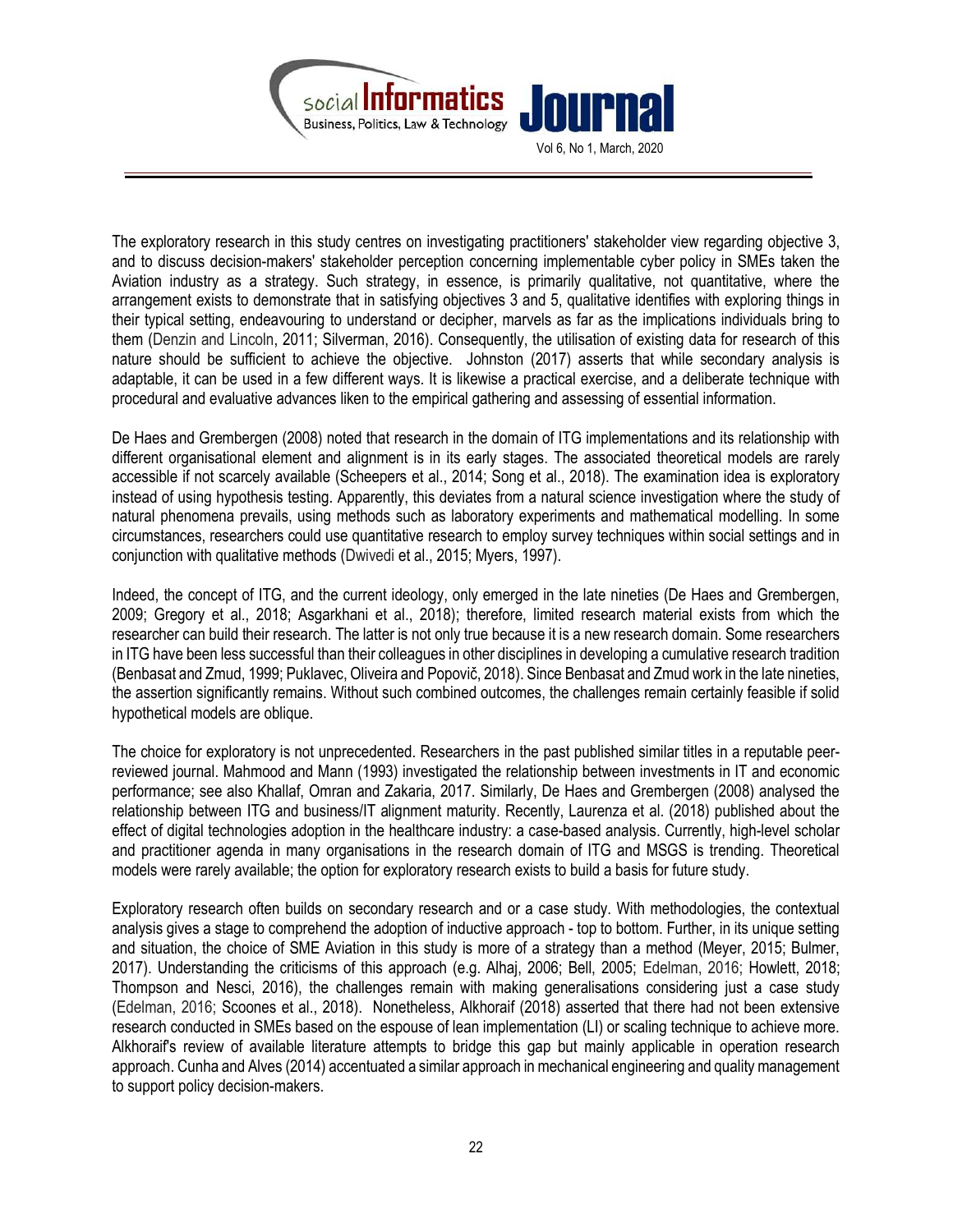The exploratory research in this study centres on investigating practitioners' stakeholder view regarding objective 3, and to discuss decision-makers' stakeholder perception concerning implementable cyber policy in SMEs taken the Aviation industry as a strategy. Such strategy, in essence, is primarily qualitative, not quantitative, where the arrangement exists to demonstrate that in satisfying objectives 3 and 5, qualitative identifies with exploring things in their typical setting, endeavouring to understand or decipher, marvels as far as the implications individuals bring to them (Denzin and Lincoln, 2011; Silverman, 2016). Consequently, the utilisation of existing data for research of this nature should be sufficient to achieve the objective. Johnston (2017) asserts that while secondary analysis is adaptable, it can be used in a few different ways. It is likewise a practical exercise, and a deliberate technique with procedural and evaluative advances liken to the empirical gathering and assessing of essential information.

De Haes and Grembergen (2008) noted that research in the domain of ITG implementations and its relationship with different organisational element and alignment is in its early stages. The associated theoretical models are rarely accessible if not scarcely available (Scheepers et al., 2014; Song et al., 2018). The examination idea is exploratory instead of using hypothesis testing. Apparently, this deviates from a natural science investigation where the study of natural phenomena prevails, using methods such as laboratory experiments and mathematical modelling. In some circumstances, researchers could use quantitative research to employ survey techniques within social settings and in conjunction with qualitative methods (Dwivedi et al., 2015; Myers, 1997).

Indeed, the concept of ITG, and the current ideology, only emerged in the late nineties (De Haes and Grembergen, 2009; Gregory et al., 2018; Asgarkhani et al., 2018); therefore, limited research material exists from which the researcher can build their research. The latter is not only true because it is a new research domain. Some researchers in ITG have been less successful than their colleagues in other disciplines in developing a cumulative research tradition (Benbasat and Zmud, 1999; Puklavec, Oliveira and Popovič, 2018). Since Benbasat and Zmud work in the late nineties, the assertion significantly remains. Without such combined outcomes, the challenges remain certainly feasible if solid hypothetical models are oblique.

The choice for exploratory is not unprecedented. Researchers in the past published similar titles in a reputable peer-reviewed journal. Mahmood and Mann (1993) investigated the relationship between investments in IT and economic performance; see also Khallaf, Omran and Zakaria, 2017. Similarly, De Haes and Grembergen (2008) analysed the relationship between ITG and business/IT alignment maturity. Recently, Laurenza et al. (2018) published about the effect of digital technologies adoption in the healthcare industry: a case-based analysis. Currently, high-level scholar and practitioner agenda in many organisations in the research domain of ITG and MSGS is trending. Theoretical models were rarely available; the option for exploratory research exists to build a basis for future study.

Exploratory research often builds on secondary research and or a case study. With methodologies, the contextual analysis gives a stage to comprehend the adoption of inductive approach - top to bottom. Further, in its unique setting and situation, the choice of SME Aviation in this study is more of a strategy than a method (Meyer, 2015; Bulmer, 2017). Understanding the criticisms of this approach (e.g. Alhaj, 2006; Bell, 2005; Edelman, 2016; Howlett, 2018; Thompson and Nesci, 2016), the challenges remain with making generalisations considering just a case study (Edelman, 2016; Scoones et al., 2018). Nonetheless, Alkhoraif (2018) asserted that there had not been extensive research conducted in SMEs based on the espouse of lean implementation (LI) or scaling technique to achieve more. Alkhoraif's review of available literature attempts to bridge this gap but mainly applicable in operation research approach. Cunha and Alves (2014) accentuated a similar approach in mechanical engineering and quality management to support policy decision-makers.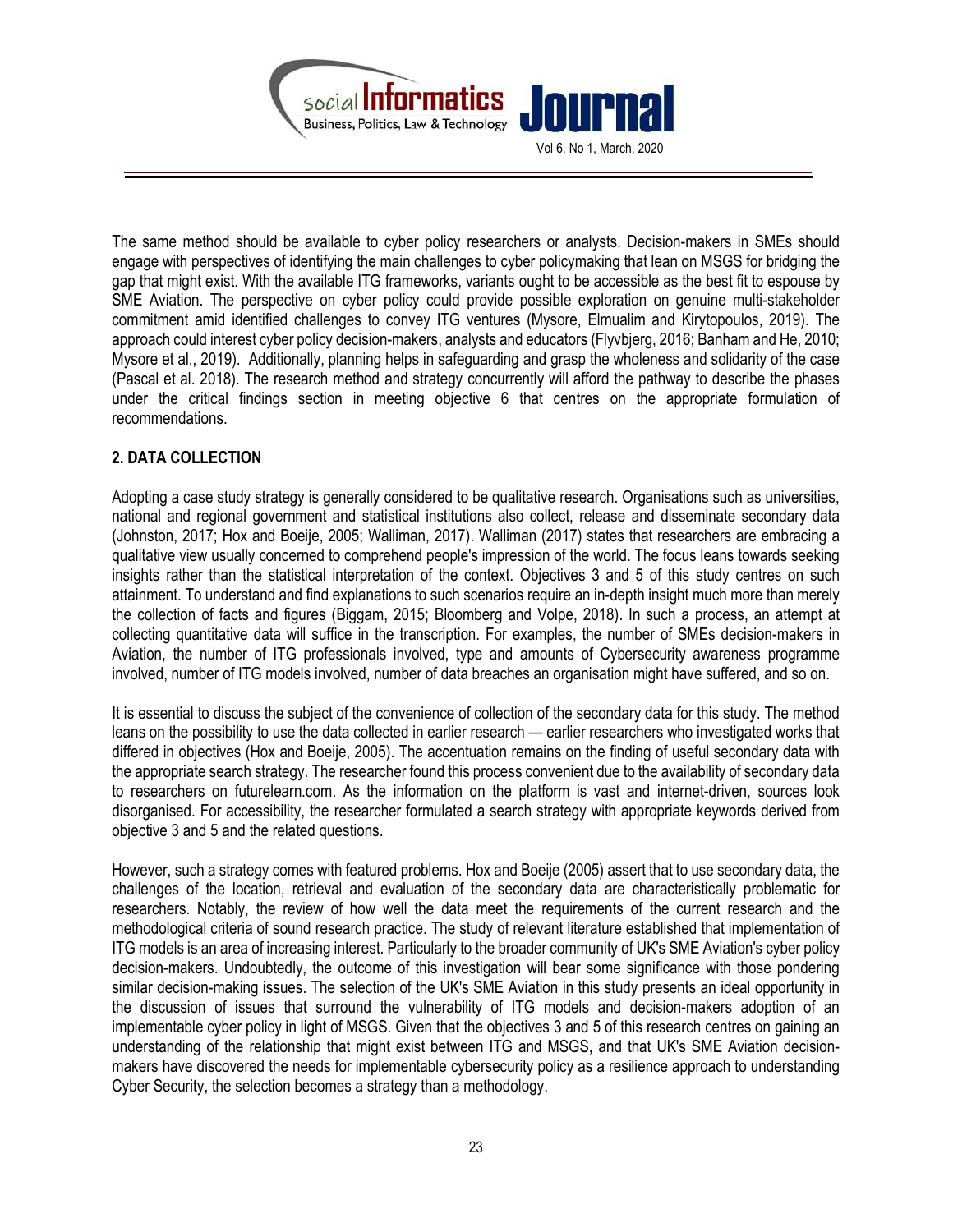The same method should be available to cyber policy researchers or analysts. Decision-makers in SMEs should engage with perspectives of identifying the main challenges to cyber policymaking that lean on MSGS for bridging the gap that might exist. With the available ITG frameworks, variants ought to be accessible as the best fit to espouse by SME Aviation. The perspective on cyber policy could provide possible exploration on genuine multi-stakeholder commitment amid identified challenges to convey ITG ventures (Mysore, Elmualim and Kirytopoulos, 2019). The approach could interest cyber policy decision-makers, analysts and educators (Flyvbjerg, 2016; Banham and He, 2010; Mysore et al., 2019). Additionally, planning helps in safeguarding and grasp the wholeness and solidarity of the case (Pascal et al. 2018). The research method and strategy concurrently will afford the pathway to describe the phases under the critical findings section in meeting objective 6 that centres on the appropriate formulation of recommendations.

## 2. DATA COLLECTION

Adopting a case study strategy is generally considered to be qualitative research. Organisations such as universities, national and regional government and statistical institutions also collect, release and disseminate secondary data (Johnston, 2017; Hox and Boeije, 2005; Walliman, 2017). Walliman (2017) states that researchers are embracing a qualitative view usually concerned to comprehend people's impression of the world. The focus leans towards seeking insights rather than the statistical interpretation of the context. Objectives 3 and 5 of this study centres on such attainment. To understand and find explanations to such scenarios require an in-depth insight much more than merely the collection of facts and figures (Biggam, 2015; Bloomberg and Volpe, 2018). In such a process, an attempt at collecting quantitative data will suffice in the transcription. For examples, the number of SMEs decision-makers in Aviation, the number of ITG professionals involved, type and amounts of Cybersecurity awareness programme involved, number of ITG models involved, number of data breaches an organisation might have suffered, and so on.

It is essential to discuss the subject of the convenience of collection of the secondary data for this study. The method leans on the possibility to use the data collected in earlier research — earlier researchers who investigated works that differed in objectives (Hox and Boeije, 2005). The accentuation remains on the finding of useful secondary data with the appropriate search strategy. The researcher found this process convenient due to the availability of secondary data to researchers on futurelearn.com. As the information on the platform is vast and internet-driven, sources look disorganised. For accessibility, the researcher formulated a search strategy with appropriate keywords derived from objective 3 and 5 and the related questions.

However, such a strategy comes with featured problems. Hox and Boeije (2005) assert that to use secondary data, the challenges of the location, retrieval and evaluation of the secondary data are characteristically problematic for researchers. Notably, the review of how well the data meet the requirements of the current research and the methodological criteria of sound research practice. The study of relevant literature established that implementation of ITG models is an area of increasing interest. Particularly to the broader community of UK's SME Aviation's cyber policy decision-makers. Undoubtedly, the outcome of this investigation will bear some significance with those pondering similar decision-making issues. The selection of the UK's SME Aviation in this study presents an ideal opportunity in the discussion of issues that surround the vulnerability of ITG models and decision-makers adoption of an implementable cyber policy in light of MSGS. Given that the objectives 3 and 5 of this research centres on gaining an understanding of the relationship that might exist between ITG and MSGS, and that UK's SME Aviation decision-makers have discovered the needs for implementable cybersecurity policy as a resilience approach to understanding Cyber Security, the selection becomes a strategy than a methodology.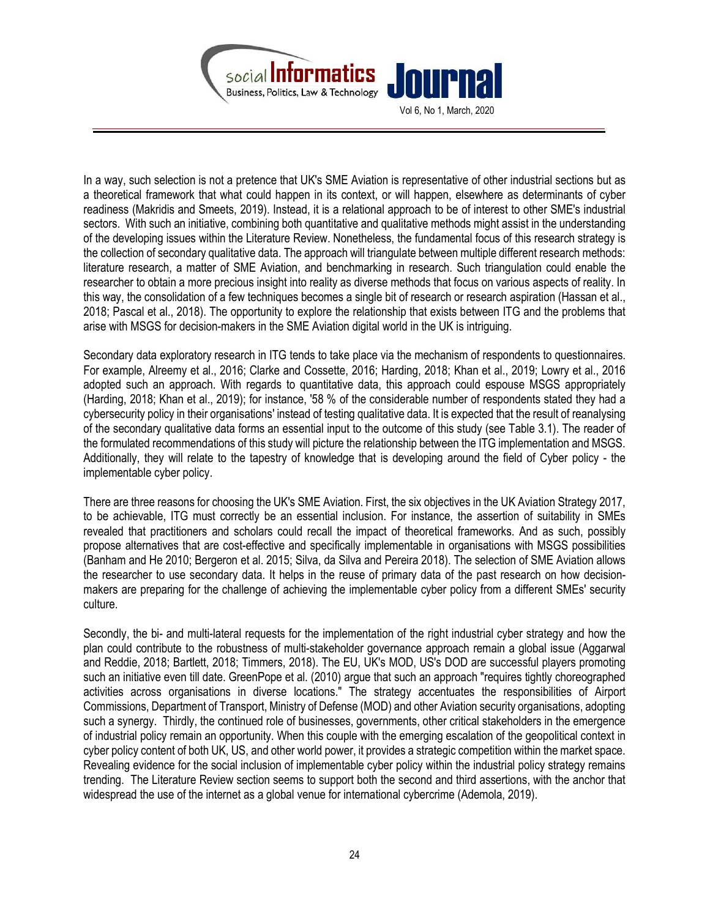In a way, such selection is not a pretence that UK's SME Aviation is representative of other industrial sections but as a theoretical framework that what could happen in its context, or will happen, elsewhere as determinants of cyber readiness (Makridis and Smeets, 2019). Instead, it is a relational approach to be of interest to other SME's industrial sectors. With such an initiative, combining both quantitative and qualitative methods might assist in the understanding of the developing issues within the Literature Review. Nonetheless, the fundamental focus of this research strategy is the collection of secondary qualitative data. The approach will triangulate between multiple different research methods: literature research, a matter of SME Aviation, and benchmarking in research. Such triangulation could enable the researcher to obtain a more precious insight into reality as diverse methods that focus on various aspects of reality. In this way, the consolidation of a few techniques becomes a single bit of research or research aspiration (Hassan et al., 2018; Pascal et al., 2018). The opportunity to explore the relationship that exists between ITG and the problems that arise with MSGS for decision-makers in the SME Aviation digital world in the UK is intriguing.

Secondary data exploratory research in ITG tends to take place via the mechanism of respondents to questionnaires. For example, Alreemy et al., 2016; Clarke and Cossette, 2016; Harding, 2018; Khan et al., 2019; Lowry et al., 2016 adopted such an approach. With regards to quantitative data, this approach could espouse MSGS appropriately (Harding, 2018; Khan et al., 2019); for instance, '58 % of the considerable number of respondents stated they had a cybersecurity policy in their organisations' instead of testing qualitative data. It is expected that the result of reanalysing of the secondary qualitative data forms an essential input to the outcome of this study (see Table 3.1). The reader of the formulated recommendations of this study will picture the relationship between the ITG implementation and MSGS. Additionally, they will relate to the tapestry of knowledge that is developing around the field of Cyber policy - the implementable cyber policy.

There are three reasons for choosing the UK's SME Aviation. First, the six objectives in the UK Aviation Strategy 2017, to be achievable, ITG must correctly be an essential inclusion. For instance, the assertion of suitability in SMEs revealed that practitioners and scholars could recall the impact of theoretical frameworks. And as such, possibly propose alternatives that are cost-effective and specifically implementable in organisations with MSGS possibilities (Banham and He 2010; Bergeron et al. 2015; Silva, da Silva and Pereira 2018). The selection of SME Aviation allows the researcher to use secondary data. It helps in the reuse of primary data of the past research on how decision-makers are preparing for the challenge of achieving the implementable cyber policy from a different SMEs' security culture.

Secondly, the bi- and multi-lateral requests for the implementation of the right industrial cyber strategy and how the plan could contribute to the robustness of multi-stakeholder governance approach remain a global issue (Aggarwal and Reddie, 2018; Bartlett, 2018; Timmers, 2018). The EU, UK's MOD, US's DOD are successful players promoting such an initiative even till date. GreenPope et al. (2010) argue that such an approach "requires tightly choreographed activities across organisations in diverse locations." The strategy accentuates the responsibilities of Airport Commissions, Department of Transport, Ministry of Defense (MOD) and other Aviation security organisations, adopting such a synergy. Thirdly, the continued role of businesses, governments, other critical stakeholders in the emergence of industrial policy remain an opportunity. When this couple with the emerging escalation of the geopolitical context in cyber policy content of both UK, US, and other world power, it provides a strategic competition within the market space. Revealing evidence for the social inclusion of implementable cyber policy within the industrial policy strategy remains trending. The Literature Review section seems to support both the second and third assertions, with the anchor that widespread the use of the internet as a global venue for international cybercrime (Ademola, 2019).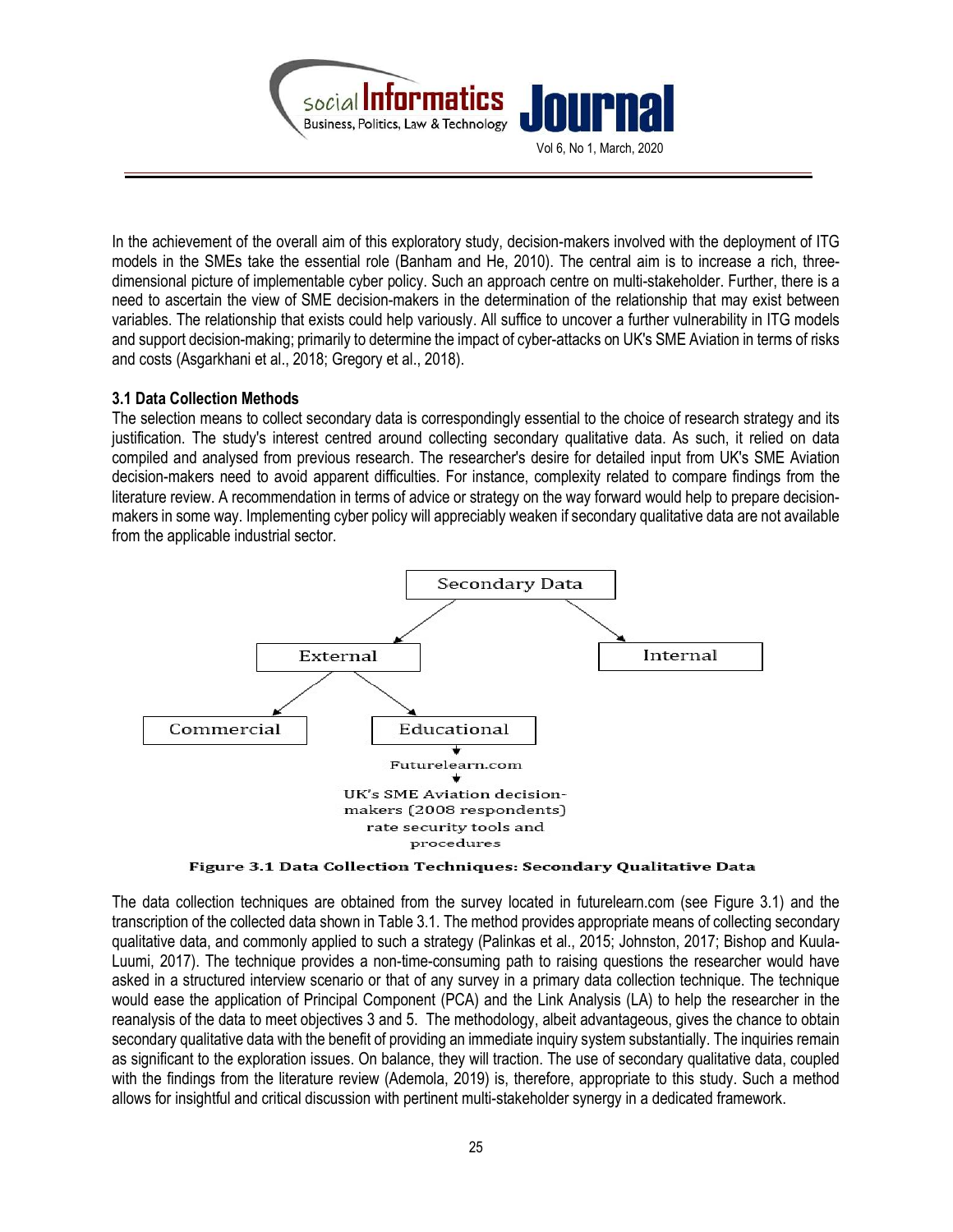In the achievement of the overall aim of this exploratory study, decision-makers involved with the deployment of ITG models in the SMEs take the essential role (Banham and He, 2010). The central aim is to increase a rich, three-dimensional picture of implementable cyber policy. Such an approach centre on multi-stakeholder. Further, there is a need to ascertain the view of SME decision-makers in the determination of the relationship that may exist between variables. The relationship that exists could help variously. All suffice to uncover a further vulnerability in ITG models and support decision-making; primarily to determine the impact of cyber-attacks on UK's SME Aviation in terms of risks and costs (Asgarkhani et al., 2018; Gregory et al., 2018).

**3.1 Data Collection Methods**

The selection means to collect secondary data is correspondingly essential to the choice of research strategy and its justification. The study's interest centred around collecting secondary qualitative data. As such, it relied on data compiled and analysed from previous research. The researcher's desire for detailed input from UK's SME Aviation decision-makers need to avoid apparent difficulties. For instance, complexity related to compare findings from the literature review. A recommendation in terms of advice or strategy on the way forward would help to prepare decision-makers in some way. Implementing cyber policy will appreciably weaken if secondary qualitative data are not available from the applicable industrial sector.

Secondary Data → External, Internal

External → Commercial, Educational

Educational → Futurelearn.com → UK's SME Aviation decision-makers (2008 respondents) rate security tools and procedures

**Figure 3.1 Data Collection Techniques: Secondary Qualitative Data**

The data collection techniques are obtained from the survey located in futurelearn.com (see Figure 3.1) and the transcription of the collected data shown in Table 3.1. The method provides appropriate means of collecting secondary qualitative data, and commonly applied to such a strategy (Palinkas et al., 2015; Johnston, 2017; Bishop and Kuula-Luumi, 2017). The technique provides a non-time-consuming path to raising questions the researcher would have asked in a structured interview scenario or that of any survey in a primary data collection technique. The technique would ease the application of Principal Component (PCA) and the Link Analysis (LA) to help the researcher in the reanalysis of the data to meet objectives 3 and 5. The methodology, albeit advantageous, gives the chance to obtain secondary qualitative data with the benefit of providing an immediate inquiry system substantially. The inquiries remain as significant to the exploration issues. On balance, they will traction. The use of secondary qualitative data, coupled with the findings from the literature review (Ademola, 2019) is, therefore, appropriate to this study. Such a method allows for insightful and critical discussion with pertinent multi-stakeholder synergy in a dedicated framework.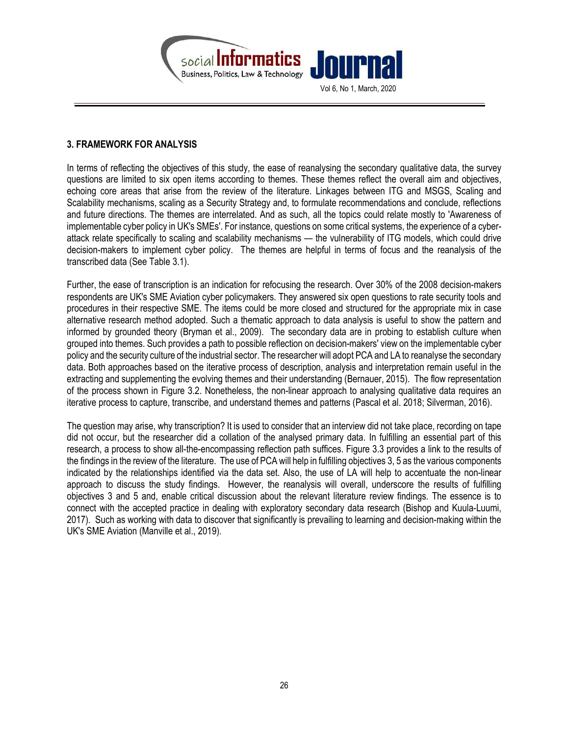## 3. FRAMEWORK FOR ANALYSIS

In terms of reflecting the objectives of this study, the ease of reanalysing the secondary qualitative data, the survey questions are limited to six open items according to themes. These themes reflect the overall aim and objectives, echoing core areas that arise from the review of the literature. Linkages between ITG and MSGS, Scaling and Scalability mechanisms, scaling as a Security Strategy and, to formulate recommendations and conclude, reflections and future directions. The themes are interrelated. And as such, all the topics could relate mostly to 'Awareness of implementable cyber policy in UK's SMEs'. For instance, questions on some critical systems, the experience of a cyber-attack relate specifically to scaling and scalability mechanisms — the vulnerability of ITG models, which could drive decision-makers to implement cyber policy. The themes are helpful in terms of focus and the reanalysis of the transcribed data (See Table 3.1).

Further, the ease of transcription is an indication for refocusing the research. Over 30% of the 2008 decision-makers respondents are UK's SME Aviation cyber policymakers. They answered six open questions to rate security tools and procedures in their respective SME. The items could be more closed and structured for the appropriate mix in case alternative research method adopted. Such a thematic approach to data analysis is useful to show the pattern and informed by grounded theory (Bryman et al., 2009). The secondary data are in probing to establish culture when grouped into themes. Such provides a path to possible reflection on decision-makers' view on the implementable cyber policy and the security culture of the industrial sector. The researcher will adopt PCA and LA to reanalyse the secondary data. Both approaches based on the iterative process of description, analysis and interpretation remain useful in the extracting and supplementing the evolving themes and their understanding (Bernauer, 2015). The flow representation of the process shown in Figure 3.2. Nonetheless, the non-linear approach to analysing qualitative data requires an iterative process to capture, transcribe, and understand themes and patterns (Pascal et al. 2018; Silverman, 2016).

The question may arise, why transcription? It is used to consider that an interview did not take place, recording on tape did not occur, but the researcher did a collation of the analysed primary data. In fulfilling an essential part of this research, a process to show all-the-encompassing reflection path suffices. Figure 3.3 provides a link to the results of the findings in the review of the literature. The use of PCA will help in fulfilling objectives 3, 5 as the various components indicated by the relationships identified via the data set. Also, the use of LA will help to accentuate the non-linear approach to discuss the study findings. However, the reanalysis will overall, underscore the results of fulfilling objectives 3 and 5 and, enable critical discussion about the relevant literature review findings. The essence is to connect with the accepted practice in dealing with exploratory secondary data research (Bishop and Kuula-Luumi, 2017). Such as working with data to discover that significantly is prevailing to learning and decision-making within the UK's SME Aviation (Manville et al., 2019).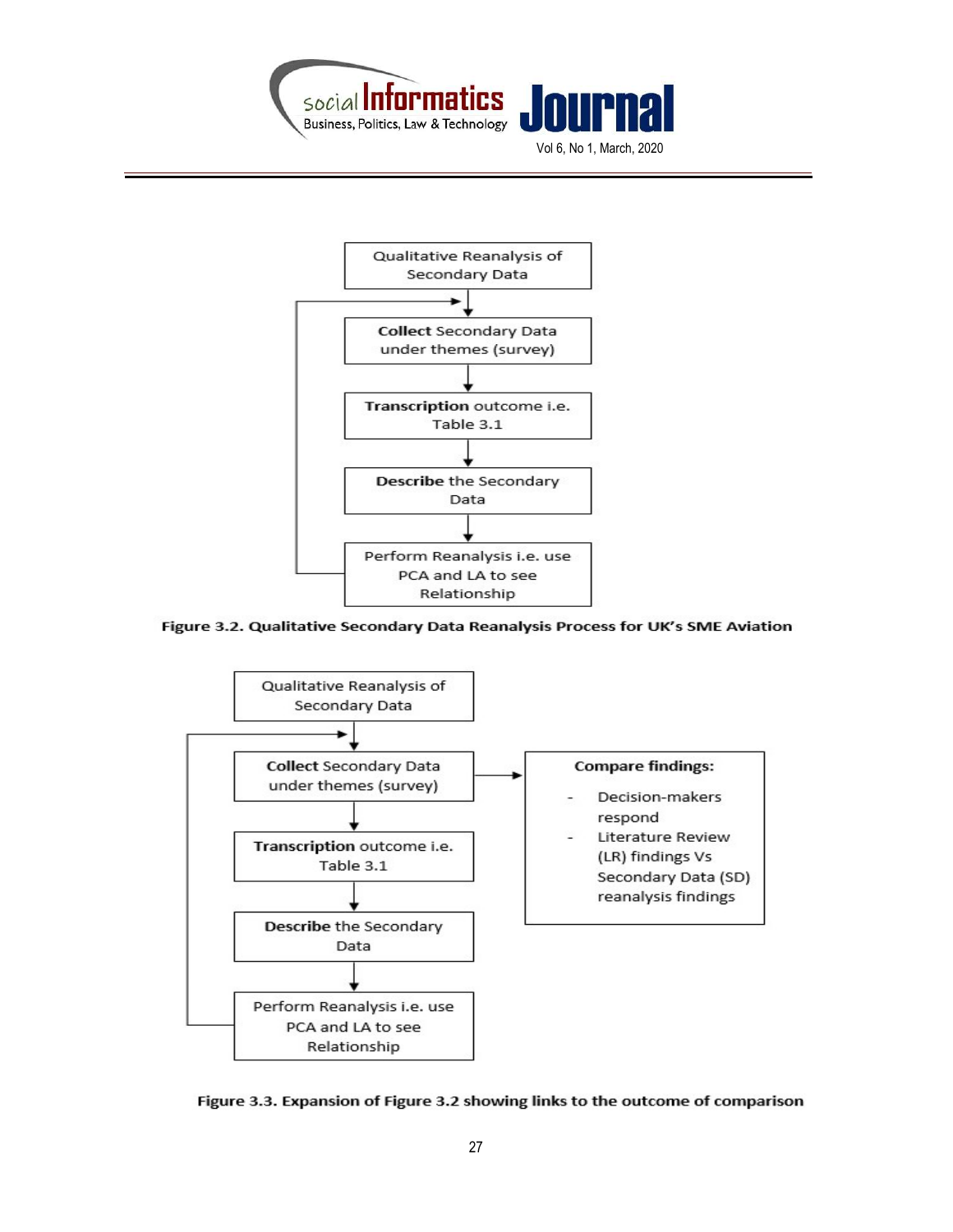Qualitative Reanalysis of Secondary Data

**Collect** Secondary Data under themes (survey)

**Transcription** outcome i.e. Table 3.1

**Describe** the Secondary Data

Perform Reanalysis i.e. use PCA and LA to see Relationship

**Figure 3.2. Qualitative Secondary Data Reanalysis Process for UK's SME Aviation**

Qualitative Reanalysis of Secondary Data

**Collect** Secondary Data under themes (survey)

**Transcription** outcome i.e. Table 3.1

**Describe** the Secondary Data

Perform Reanalysis i.e. use PCA and LA to see Relationship

**Compare findings:**

- Decision-makers respond
- Literature Review (LR) findings Vs Secondary Data (SD) reanalysis findings

**Figure 3.3. Expansion of Figure 3.2 showing links to the outcome of comparison**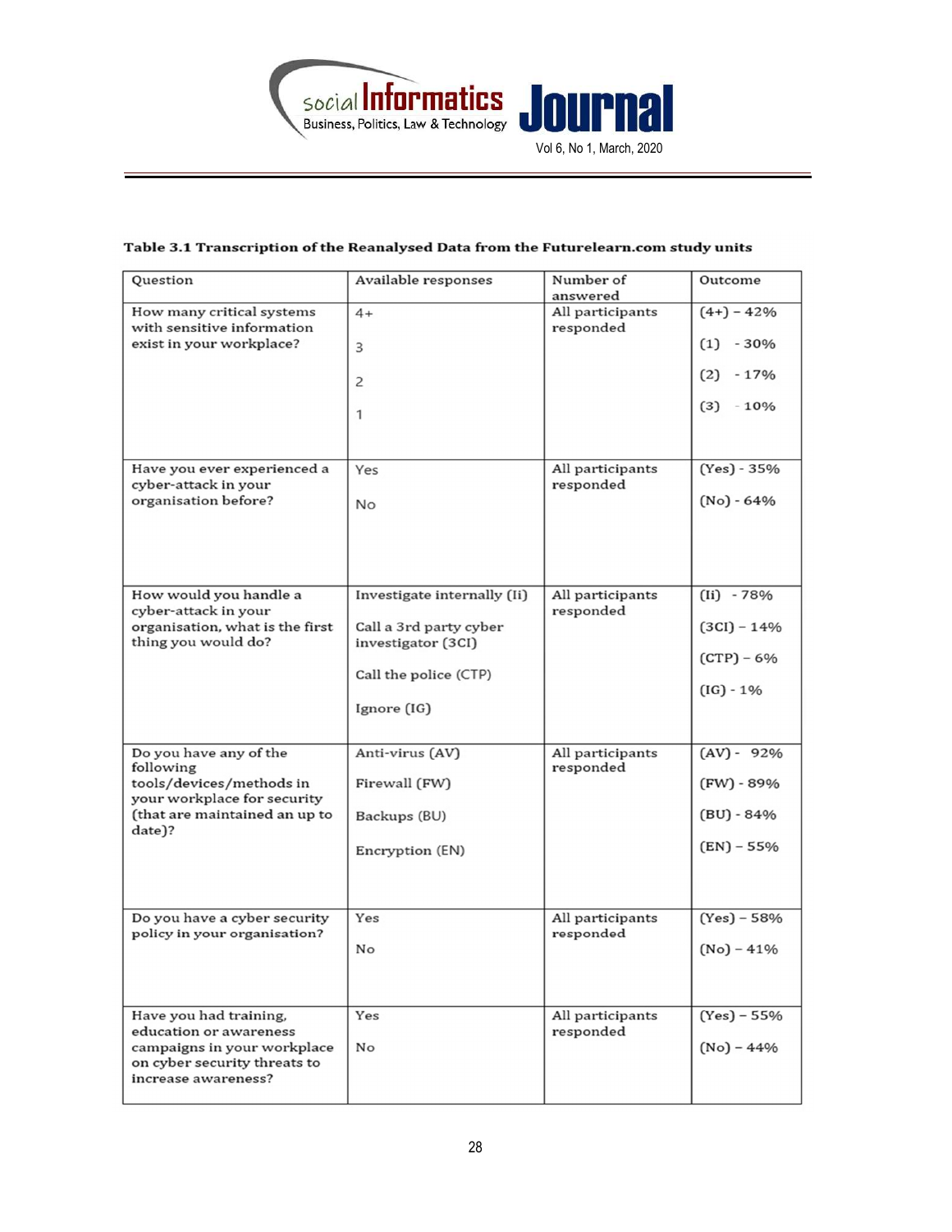**Table 3.1 Transcription of the Reanalysed Data from the Futurelearn.com study units**

| Question | Available responses | Number of answered | Outcome |
|---|---|---|---|
| How many critical systems with sensitive information exist in your workplace? | 4+<br>3<br>2<br>1 | All participants responded | (4+) – 42%<br>(1) - 30%<br>(2) - 17%<br>(3) - 10% |
| Have you ever experienced a cyber-attack in your organisation before? | Yes<br>No | All participants responded | (Yes) - 35%<br>(No) - 64% |
| How would you handle a cyber-attack in your organisation, what is the first thing you would do? | Investigate internally (Ii)<br>Call a 3rd party cyber investigator (3CI)<br>Call the police (CTP)<br>Ignore (IG) | All participants responded | (Ii) - 78%<br>(3CI) – 14%<br>(CTP) – 6%<br>(IG) - 1% |
| Do you have any of the following tools/devices/methods in your workplace for security (that are maintained an up to date)? | Anti-virus (AV)<br>Firewall (FW)<br>Backups (BU)<br>Encryption (EN) | All participants responded | (AV) - 92%<br>(FW) - 89%<br>(BU) - 84%<br>(EN) – 55% |
| Do you have a cyber security policy in your organisation? | Yes<br>No | All participants responded | (Yes) – 58%<br>(No) – 41% |
| Have you had training, education or awareness campaigns in your workplace on cyber security threats to increase awareness? | Yes<br>No | All participants responded | (Yes) – 55%<br>(No) – 44% |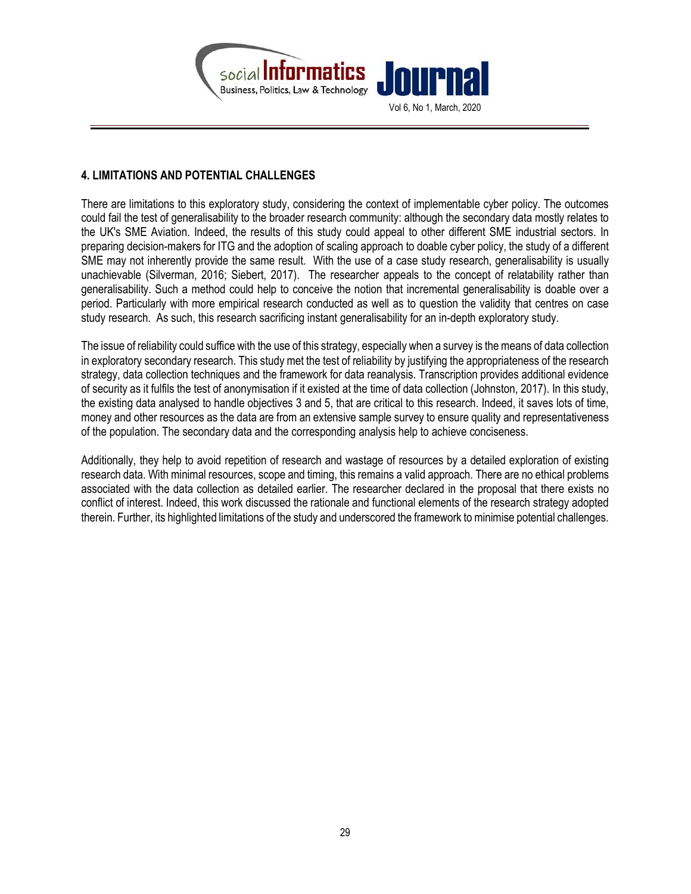## 4. LIMITATIONS AND POTENTIAL CHALLENGES

There are limitations to this exploratory study, considering the context of implementable cyber policy. The outcomes could fail the test of generalisability to the broader research community: although the secondary data mostly relates to the UK's SME Aviation. Indeed, the results of this study could appeal to other different SME industrial sectors. In preparing decision-makers for ITG and the adoption of scaling approach to doable cyber policy, the study of a different SME may not inherently provide the same result. With the use of a case study research, generalisability is usually unachievable (Silverman, 2016; Siebert, 2017). The researcher appeals to the concept of relatability rather than generalisability. Such a method could help to conceive the notion that incremental generalisability is doable over a period. Particularly with more empirical research conducted as well as to question the validity that centres on case study research. As such, this research sacrificing instant generalisability for an in-depth exploratory study.

The issue of reliability could suffice with the use of this strategy, especially when a survey is the means of data collection in exploratory secondary research. This study met the test of reliability by justifying the appropriateness of the research strategy, data collection techniques and the framework for data reanalysis. Transcription provides additional evidence of security as it fulfils the test of anonymisation if it existed at the time of data collection (Johnston, 2017). In this study, the existing data analysed to handle objectives 3 and 5, that are critical to this research. Indeed, it saves lots of time, money and other resources as the data are from an extensive sample survey to ensure quality and representativeness of the population. The secondary data and the corresponding analysis help to achieve conciseness.

Additionally, they help to avoid repetition of research and wastage of resources by a detailed exploration of existing research data. With minimal resources, scope and timing, this remains a valid approach. There are no ethical problems associated with the data collection as detailed earlier. The researcher declared in the proposal that there exists no conflict of interest. Indeed, this work discussed the rationale and functional elements of the research strategy adopted therein. Further, its highlighted limitations of the study and underscored the framework to minimise potential challenges.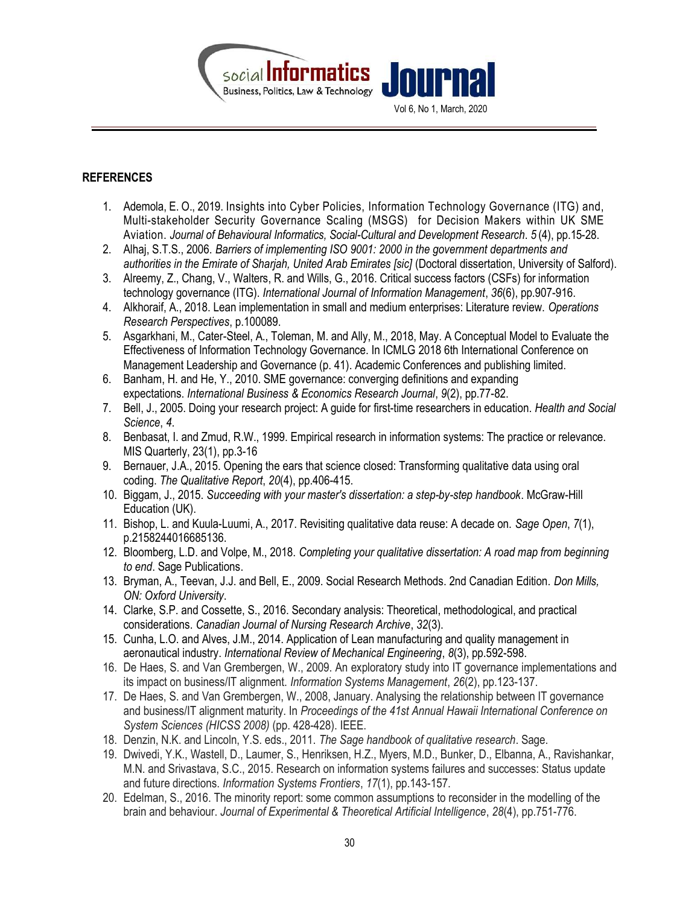## REFERENCES

1. Ademola, E. O., 2019. Insights into Cyber Policies, Information Technology Governance (ITG) and, Multi-stakeholder Security Governance Scaling (MSGS) for Decision Makers within UK SME Aviation. *Journal of Behavioural Informatics, Social-Cultural and Development Research*. *5* (4), pp.15-28.
2. Alhaj, S.T.S., 2006. *Barriers of implementing ISO 9001: 2000 in the government departments and authorities in the Emirate of Sharjah, United Arab Emirates [sic]* (Doctoral dissertation, University of Salford).
3. Alreemy, Z., Chang, V., Walters, R. and Wills, G., 2016. Critical success factors (CSFs) for information technology governance (ITG). *International Journal of Information Management*, *36*(6), pp.907-916.
4. Alkhoraif, A., 2018. Lean implementation in small and medium enterprises: Literature review. *Operations Research Perspectives*, p.100089.
5. Asgarkhani, M., Cater-Steel, A., Toleman, M. and Ally, M., 2018, May. A Conceptual Model to Evaluate the Effectiveness of Information Technology Governance. In ICMLG 2018 6th International Conference on Management Leadership and Governance (p. 41). Academic Conferences and publishing limited.
6. Banham, H. and He, Y., 2010. SME governance: converging definitions and expanding expectations. *International Business & Economics Research Journal*, *9*(2), pp.77-82.
7. Bell, J., 2005. Doing your research project: A guide for first-time researchers in education. *Health and Social Science*, *4*.
8. Benbasat, I. and Zmud, R.W., 1999. Empirical research in information systems: The practice or relevance. MIS Quarterly, 23(1), pp.3-16
9. Bernauer, J.A., 2015. Opening the ears that science closed: Transforming qualitative data using oral coding. *The Qualitative Report*, *20*(4), pp.406-415.
10. Biggam, J., 2015. *Succeeding with your master's dissertation: a step-by-step handbook*. McGraw-Hill Education (UK).
11. Bishop, L. and Kuula-Luumi, A., 2017. Revisiting qualitative data reuse: A decade on. *Sage Open*, *7*(1), p.2158244016685136.
12. Bloomberg, L.D. and Volpe, M., 2018. *Completing your qualitative dissertation: A road map from beginning to end*. Sage Publications.
13. Bryman, A., Teevan, J.J. and Bell, E., 2009. Social Research Methods. 2nd Canadian Edition. *Don Mills, ON: Oxford University*.
14. Clarke, S.P. and Cossette, S., 2016. Secondary analysis: Theoretical, methodological, and practical considerations. *Canadian Journal of Nursing Research Archive*, *32*(3).
15. Cunha, L.O. and Alves, J.M., 2014. Application of Lean manufacturing and quality management in aeronautical industry. *International Review of Mechanical Engineering*, *8*(3), pp.592-598.
16. De Haes, S. and Van Grembergen, W., 2009. An exploratory study into IT governance implementations and its impact on business/IT alignment. *Information Systems Management*, *26*(2), pp.123-137.
17. De Haes, S. and Van Grembergen, W., 2008, January. Analysing the relationship between IT governance and business/IT alignment maturity. In *Proceedings of the 41st Annual Hawaii International Conference on System Sciences (HICSS 2008)* (pp. 428-428). IEEE.
18. Denzin, N.K. and Lincoln, Y.S. eds., 2011. *The Sage handbook of qualitative research*. Sage.
19. Dwivedi, Y.K., Wastell, D., Laumer, S., Henriksen, H.Z., Myers, M.D., Bunker, D., Elbanna, A., Ravishankar, M.N. and Srivastava, S.C., 2015. Research on information systems failures and successes: Status update and future directions. *Information Systems Frontiers*, *17*(1), pp.143-157.
20. Edelman, S., 2016. The minority report: some common assumptions to reconsider in the modelling of the brain and behaviour. *Journal of Experimental & Theoretical Artificial Intelligence*, *28*(4), pp.751-776.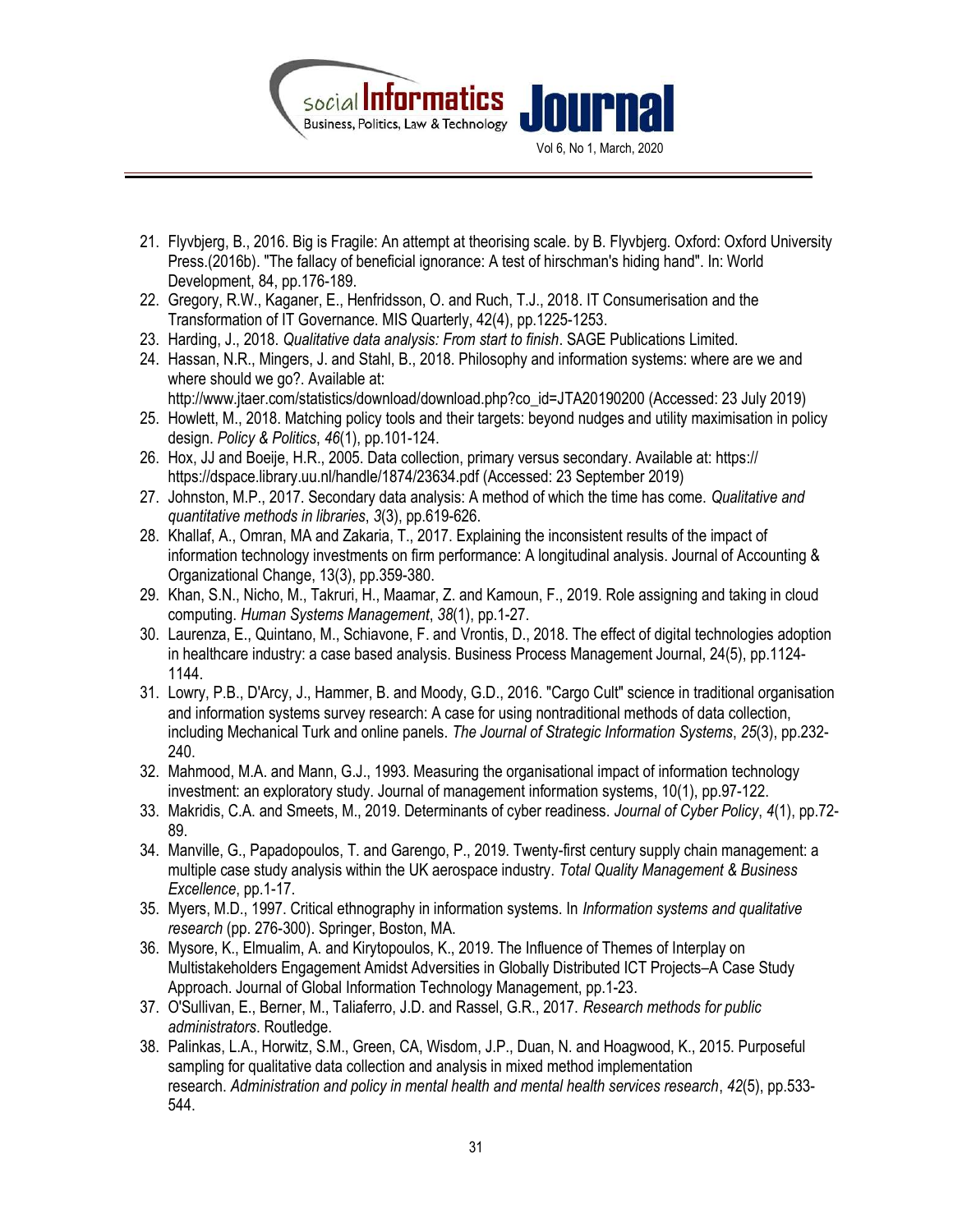21. Flyvbjerg, B., 2016. Big is Fragile: An attempt at theorising scale. by B. Flyvbjerg. Oxford: Oxford University Press.(2016b). "The fallacy of beneficial ignorance: A test of hirschman's hiding hand". In: World Development, 84, pp.176-189.
22. Gregory, R.W., Kaganer, E., Henfridsson, O. and Ruch, T.J., 2018. IT Consumerisation and the Transformation of IT Governance. MIS Quarterly, 42(4), pp.1225-1253.
23. Harding, J., 2018. *Qualitative data analysis: From start to finish*. SAGE Publications Limited.
24. Hassan, N.R., Mingers, J. and Stahl, B., 2018. Philosophy and information systems: where are we and where should we go?. Available at: http://www.jtaer.com/statistics/download/download.php?co_id=JTA20190200 (Accessed: 23 July 2019)
25. Howlett, M., 2018. Matching policy tools and their targets: beyond nudges and utility maximisation in policy design. *Policy & Politics*, *46*(1), pp.101-124.
26. Hox, JJ and Boeije, H.R., 2005. Data collection, primary versus secondary. Available at: https:// https://dspace.library.uu.nl/handle/1874/23634.pdf (Accessed: 23 September 2019)
27. Johnston, M.P., 2017. Secondary data analysis: A method of which the time has come. *Qualitative and quantitative methods in libraries*, *3*(3), pp.619-626.
28. Khallaf, A., Omran, MA and Zakaria, T., 2017. Explaining the inconsistent results of the impact of information technology investments on firm performance: A longitudinal analysis. Journal of Accounting & Organizational Change, 13(3), pp.359-380.
29. Khan, S.N., Nicho, M., Takruri, H., Maamar, Z. and Kamoun, F., 2019. Role assigning and taking in cloud computing. *Human Systems Management*, *38*(1), pp.1-27.
30. Laurenza, E., Quintano, M., Schiavone, F. and Vrontis, D., 2018. The effect of digital technologies adoption in healthcare industry: a case based analysis. Business Process Management Journal, 24(5), pp.1124-1144.
31. Lowry, P.B., D'Arcy, J., Hammer, B. and Moody, G.D., 2016. "Cargo Cult" science in traditional organisation and information systems survey research: A case for using nontraditional methods of data collection, including Mechanical Turk and online panels. *The Journal of Strategic Information Systems*, *25*(3), pp.232-240.
32. Mahmood, M.A. and Mann, G.J., 1993. Measuring the organisational impact of information technology investment: an exploratory study. Journal of management information systems, 10(1), pp.97-122.
33. Makridis, C.A. and Smeets, M., 2019. Determinants of cyber readiness. *Journal of Cyber Policy*, *4*(1), pp.72-89.
34. Manville, G., Papadopoulos, T. and Garengo, P., 2019. Twenty-first century supply chain management: a multiple case study analysis within the UK aerospace industry. *Total Quality Management & Business Excellence*, pp.1-17.
35. Myers, M.D., 1997. Critical ethnography in information systems. In *Information systems and qualitative research* (pp. 276-300). Springer, Boston, MA.
36. Mysore, K., Elmualim, A. and Kirytopoulos, K., 2019. The Influence of Themes of Interplay on Multistakeholders Engagement Amidst Adversities in Globally Distributed ICT Projects–A Case Study Approach. Journal of Global Information Technology Management, pp.1-23.
37. O'Sullivan, E., Berner, M., Taliaferro, J.D. and Rassel, G.R., 2017. *Research methods for public administrators*. Routledge.
38. Palinkas, L.A., Horwitz, S.M., Green, CA, Wisdom, J.P., Duan, N. and Hoagwood, K., 2015. Purposeful sampling for qualitative data collection and analysis in mixed method implementation research. *Administration and policy in mental health and mental health services research*, *42*(5), pp.533-544.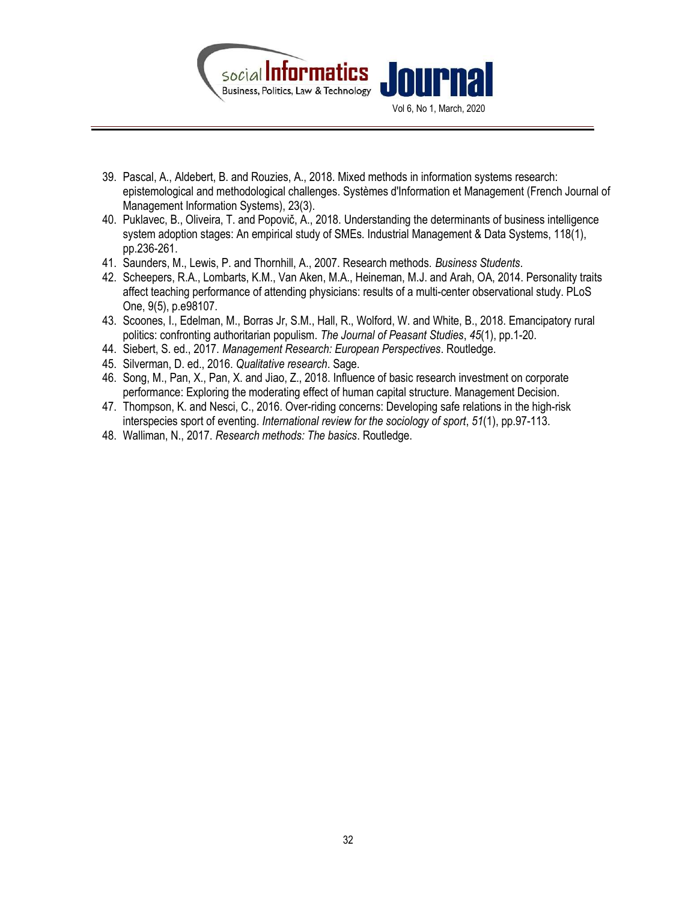39. Pascal, A., Aldebert, B. and Rouzies, A., 2018. Mixed methods in information systems research: epistemological and methodological challenges. Systèmes d'Information et Management (French Journal of Management Information Systems), 23(3).
40. Puklavec, B., Oliveira, T. and Popovič, A., 2018. Understanding the determinants of business intelligence system adoption stages: An empirical study of SMEs. Industrial Management & Data Systems, 118(1), pp.236-261.
41. Saunders, M., Lewis, P. and Thornhill, A., 2007. Research methods. *Business Students*.
42. Scheepers, R.A., Lombarts, K.M., Van Aken, M.A., Heineman, M.J. and Arah, OA, 2014. Personality traits affect teaching performance of attending physicians: results of a multi-center observational study. PLoS One, 9(5), p.e98107.
43. Scoones, I., Edelman, M., Borras Jr, S.M., Hall, R., Wolford, W. and White, B., 2018. Emancipatory rural politics: confronting authoritarian populism. *The Journal of Peasant Studies*, *45*(1), pp.1-20.
44. Siebert, S. ed., 2017. *Management Research: European Perspectives*. Routledge.
45. Silverman, D. ed., 2016. *Qualitative research*. Sage.
46. Song, M., Pan, X., Pan, X. and Jiao, Z., 2018. Influence of basic research investment on corporate performance: Exploring the moderating effect of human capital structure. Management Decision.
47. Thompson, K. and Nesci, C., 2016. Over-riding concerns: Developing safe relations in the high-risk interspecies sport of eventing. *International review for the sociology of sport*, *51*(1), pp.97-113.
48. Walliman, N., 2017. *Research methods: The basics*. Routledge.